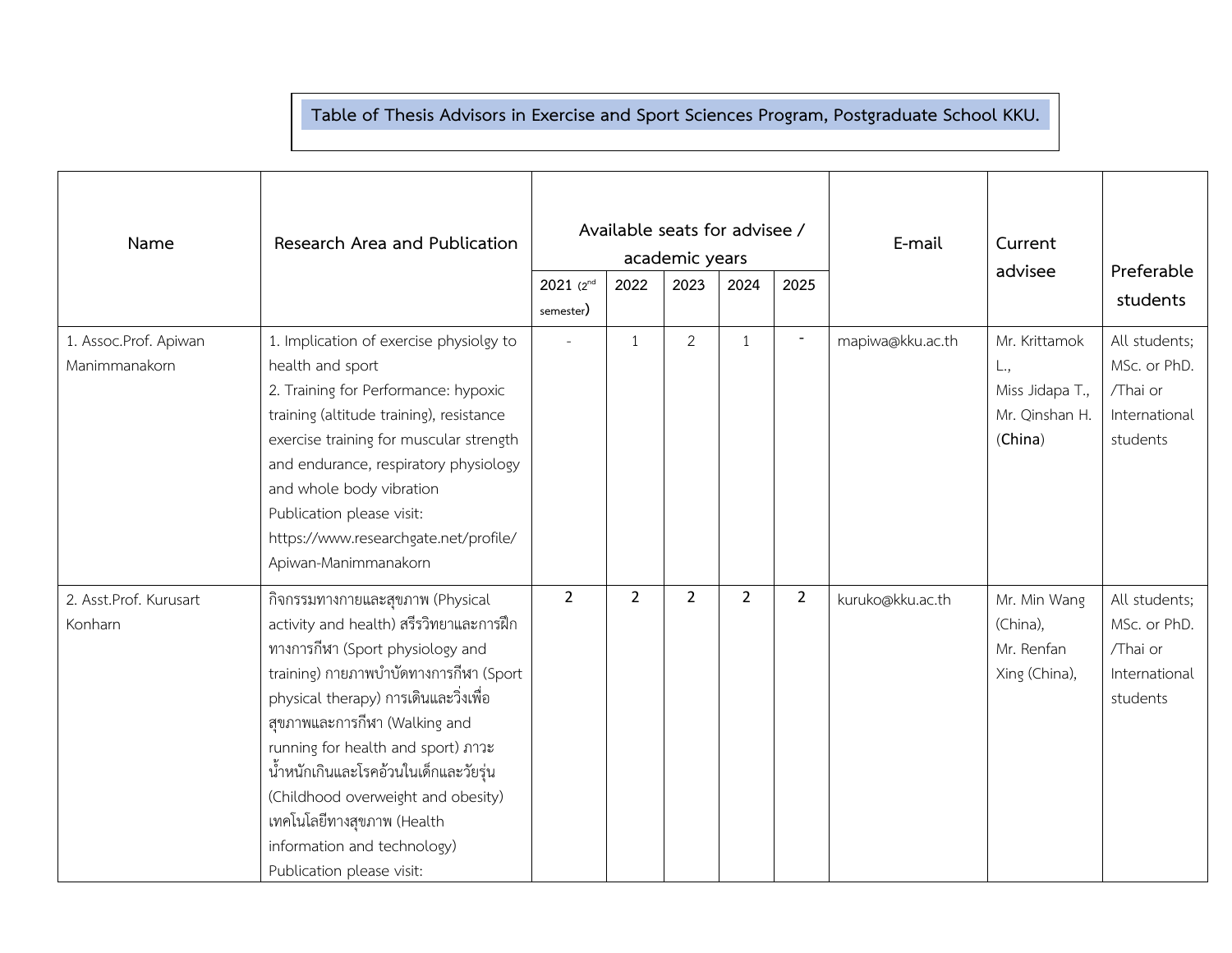**Table of Thesis Advisors in Exercise and Sport Sciences Program, Postgraduate School KKU.**

| Name | Research Area and Publication | Available seats for advisee / academic years | | | | | E-mail | Current advisee | Preferable students |
|---|---|---|---|---|---|---|---|---|---|
| | | 2021 (2nd semester) | 2022 | 2023 | 2024 | 2025 | | | |
| 1. Assoc.Prof. Apiwan Manimmanakorn | 1. Implication of exercise physiolgy to health and sport<br>2. Training for Performance: hypoxic training (altitude training), resistance exercise training for muscular strength and endurance, respiratory physiology and whole body vibration<br>Publication please visit: https://www.researchgate.net/profile/Apiwan-Manimmanakorn | - | 1 | 2 | 1 | - | mapiwa@kku.ac.th | Mr. Krittamok L.,<br>Miss Jidapa T.,<br>Mr. Qinshan H. (**China**) | All students; MSc. or PhD. /Thai or International students |
| 2. Asst.Prof. Kurusart Konharn | กิจกรรมทางกายและสุขภาพ (Physical activity and health) สรีรวิทยาและการฝึกทางการกีฬา (Sport physiology and training) กายภาพบำบัดทางการกีฬา (Sport physical therapy) การเดินและวิ่งเพื่อสุขภาพและการกีฬา (Walking and running for health and sport) ภาวะน้ำหนักเกินและโรคอ้วนในเด็กและวัยรุ่น (Childhood overweight and obesity) เทคโนโลยีทางสุขภาพ (Health information and technology)<br>Publication please visit: | **2** | **2** | **2** | **2** | **2** | kuruko@kku.ac.th | Mr. Min Wang (China),<br>Mr. Renfan Xing (China), | All students; MSc. or PhD. /Thai or International students |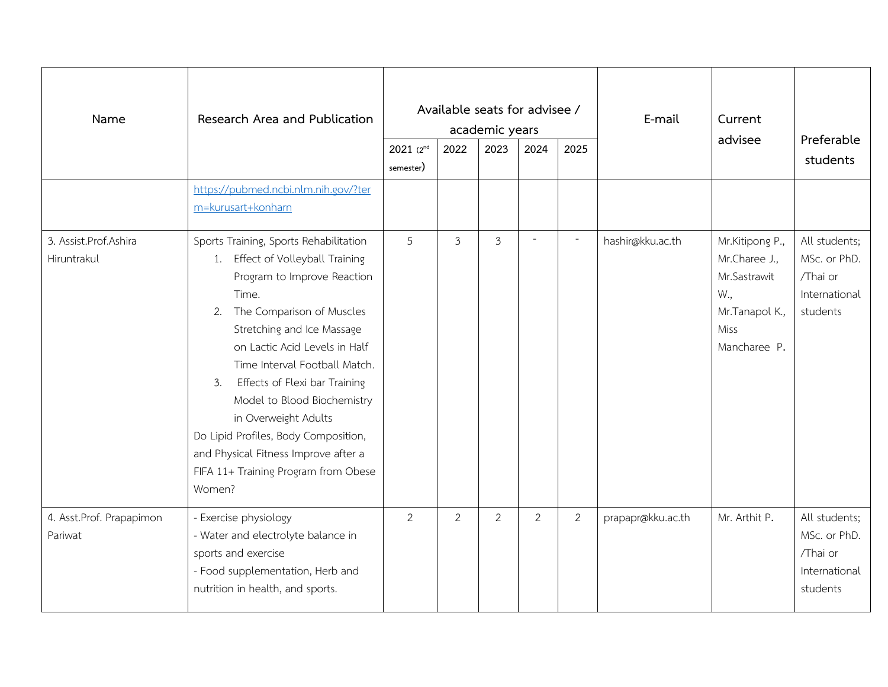| Name | Research Area and Publication | Available seats for advisee / academic years | | | | | E-mail | Current advisee | Preferable students |
|---|---|---|---|---|---|---|---|---|---|
| | | 2021 (2nd semester) | 2022 | 2023 | 2024 | 2025 | | | |
| | https://pubmed.ncbi.nlm.nih.gov/?term=kurusart+konharn | | | | | | | | |
| 3. Assist.Prof.Ashira Hiruntrakul | Sports Training, Sports Rehabilitation<br>1. Effect of Volleyball Training Program to Improve Reaction Time.<br>2. The Comparison of Muscles Stretching and Ice Massage on Lactic Acid Levels in Half Time Interval Football Match.<br>3. Effects of Flexi bar Training Model to Blood Biochemistry in Overweight Adults<br>Do Lipid Profiles, Body Composition, and Physical Fitness Improve after a FIFA 11+ Training Program from Obese Women? | 5 | 3 | 3 | - | - | hashir@kku.ac.th | Mr.Kitipong P., Mr.Charee J., Mr.Sastrawit W., Mr.Tanapol K., Miss Mancharee P. | All students; MSc. or PhD. /Thai or International students |
| 4. Asst.Prof. Prapapimon Pariwat | - Exercise physiology<br>- Water and electrolyte balance in sports and exercise<br>- Food supplementation, Herb and nutrition in health, and sports. | 2 | 2 | 2 | 2 | 2 | prapapr@kku.ac.th | Mr. Arthit P. | All students; MSc. or PhD. /Thai or International students |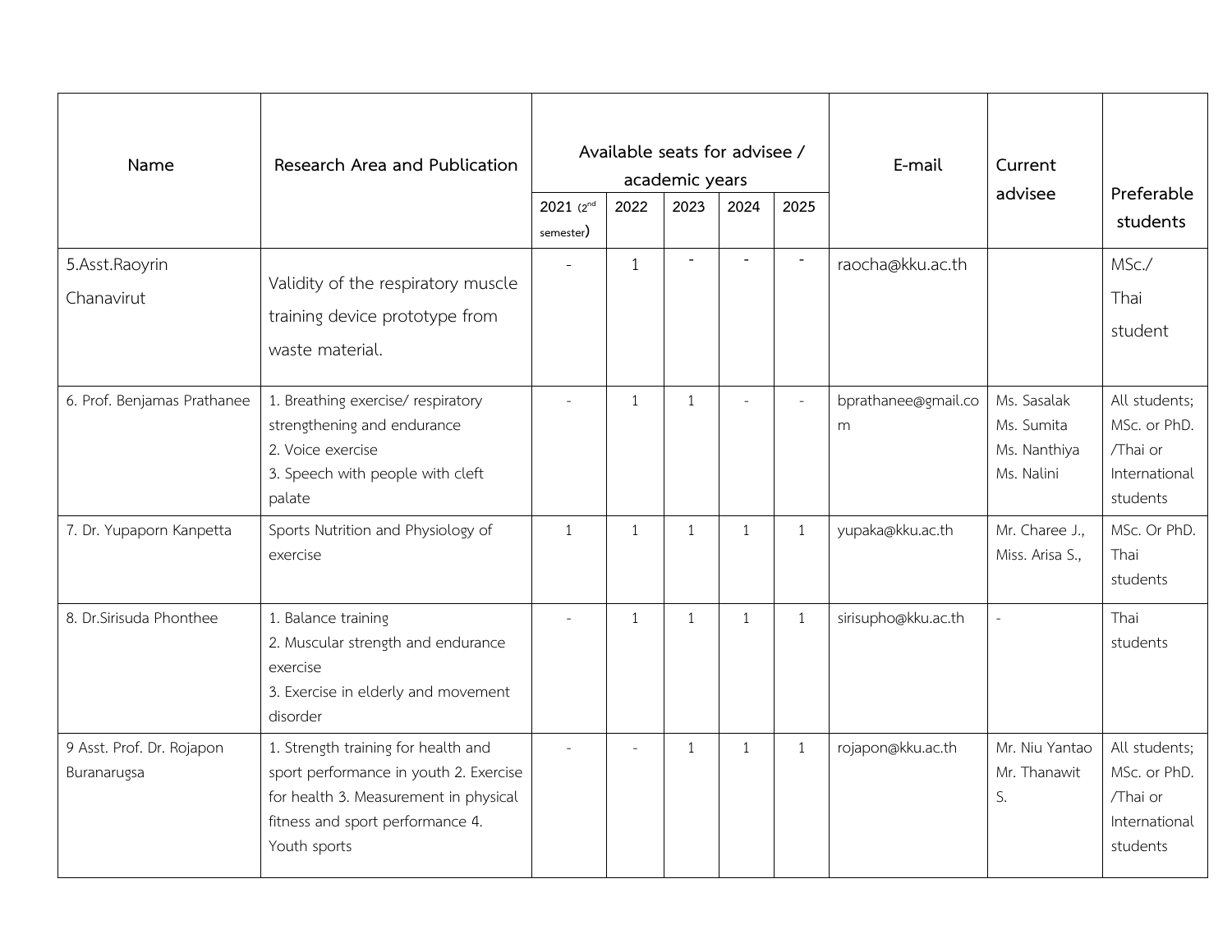| Name | Research Area and Publication | Available seats for advisee / academic years | | | | | E-mail | Current advisee | Preferable students |
|---|---|---|---|---|---|---|---|---|---|
| | | 2021 (2nd semester) | 2022 | 2023 | 2024 | 2025 | | | |
| 5.Asst.Raoyrin Chanavirut | Validity of the respiratory muscle training device prototype from waste material. | - | 1 | - | - | - | raocha@kku.ac.th | | MSc./ Thai student |
| 6. Prof. Benjamas Prathanee | 1. Breathing exercise/ respiratory strengthening and endurance 2. Voice exercise 3. Speech with people with cleft palate | - | 1 | 1 | - | - | bprathanee@gmail.com | Ms. Sasalak Ms. Sumita Ms. Nanthiya Ms. Nalini | All students; MSc. or PhD. /Thai or International students |
| 7. Dr. Yupaporn Kanpetta | Sports Nutrition and Physiology of exercise | 1 | 1 | 1 | 1 | 1 | yupaka@kku.ac.th | Mr. Charee J., Miss. Arisa S., | MSc. Or PhD. Thai students |
| 8. Dr.Sirisuda Phonthee | 1. Balance training 2. Muscular strength and endurance exercise 3. Exercise in elderly and movement disorder | - | 1 | 1 | 1 | 1 | sirisupho@kku.ac.th | - | Thai students |
| 9 Asst. Prof. Dr. Rojapon Buranarugsa | 1. Strength training for health and sport performance in youth 2. Exercise for health 3. Measurement in physical fitness and sport performance 4. Youth sports | - | - | 1 | 1 | 1 | rojapon@kku.ac.th | Mr. Niu Yantao Mr. Thanawit S. | All students; MSc. or PhD. /Thai or International students |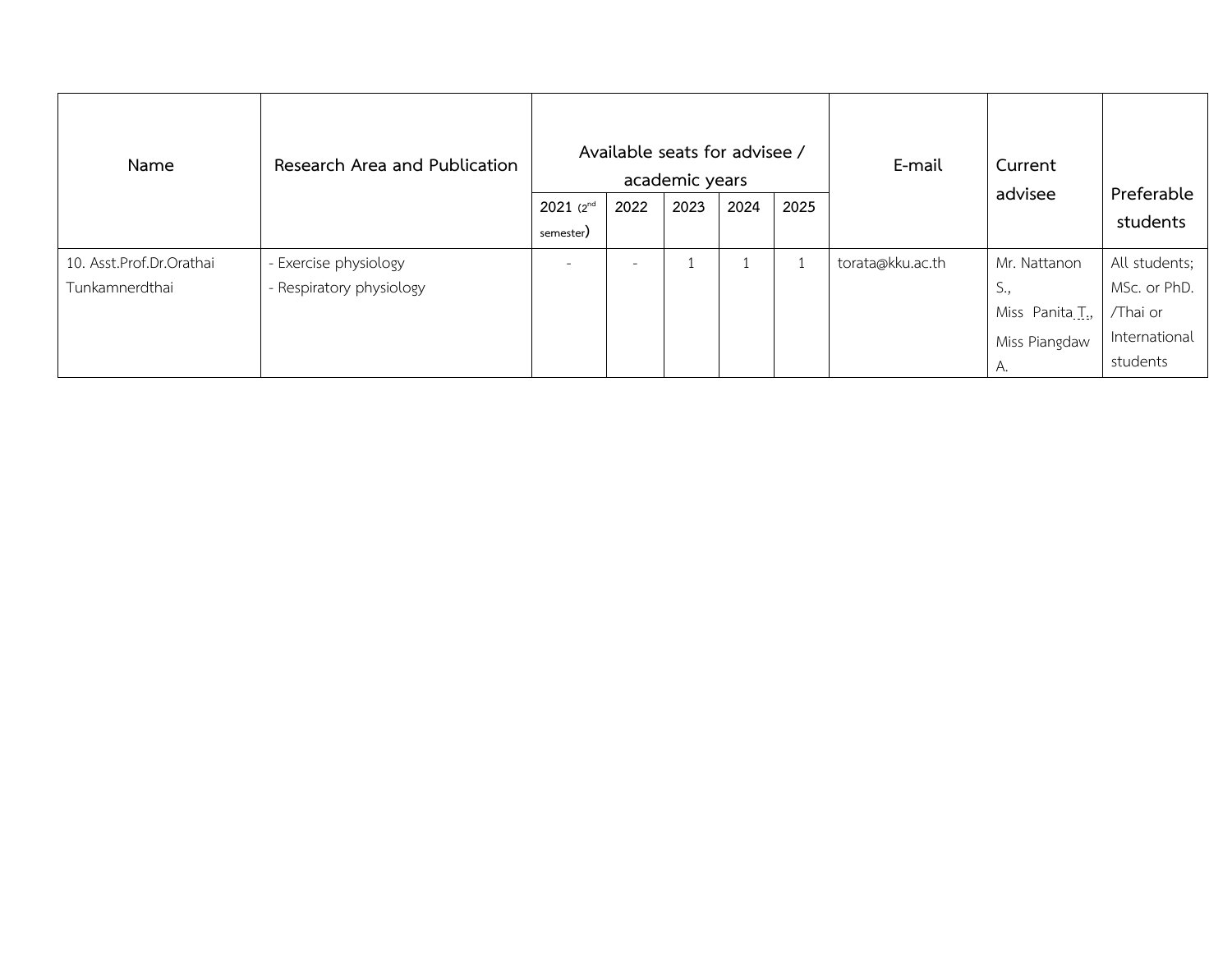| Name | Research Area and Publication | Available seats for advisee / academic years | | | | | E-mail | Current advisee | Preferable students |
|---|---|---|---|---|---|---|---|---|---|
| | | 2021 (2nd semester) | 2022 | 2023 | 2024 | 2025 | | | |
| 10. Asst.Prof.Dr.Orathai Tunkamnerdthai | - Exercise physiology<br>- Respiratory physiology | - | - | 1 | 1 | 1 | torata@kku.ac.th | Mr. Nattanon S., Miss Panita T., Miss Piangdaw A. | All students; MSc. or PhD. /Thai or International students |